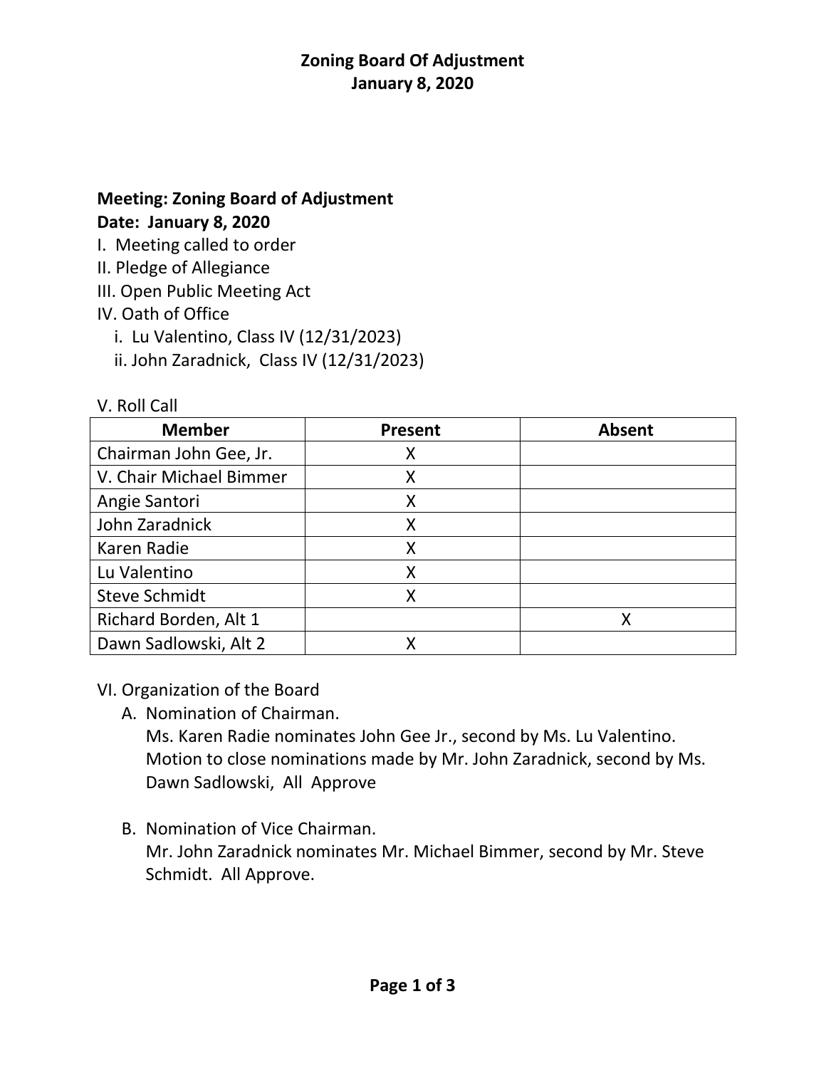# Zoning Board Of Adjustment
## January 8, 2020

**Meeting: Zoning Board of Adjustment**
**Date: January 8, 2020**

I. Meeting called to order
II. Pledge of Allegiance
III. Open Public Meeting Act
IV. Oath of Office
   i. Lu Valentino, Class IV (12/31/2023)
   ii. John Zaradnick, Class IV (12/31/2023)

V. Roll Call

| Member | Present | Absent |
|---|---|---|
| Chairman John Gee, Jr. | X | |
| V. Chair Michael Bimmer | X | |
| Angie Santori | X | |
| John Zaradnick | X | |
| Karen Radie | X | |
| Lu Valentino | X | |
| Steve Schmidt | X | |
| Richard Borden, Alt 1 | | X |
| Dawn Sadlowski, Alt 2 | X | |

VI. Organization of the Board

A. Nomination of Chairman.
   Ms. Karen Radie nominates John Gee Jr., second by Ms. Lu Valentino. Motion to close nominations made by Mr. John Zaradnick, second by Ms. Dawn Sadlowski, All Approve

B. Nomination of Vice Chairman.
   Mr. John Zaradnick nominates Mr. Michael Bimmer, second by Mr. Steve Schmidt. All Approve.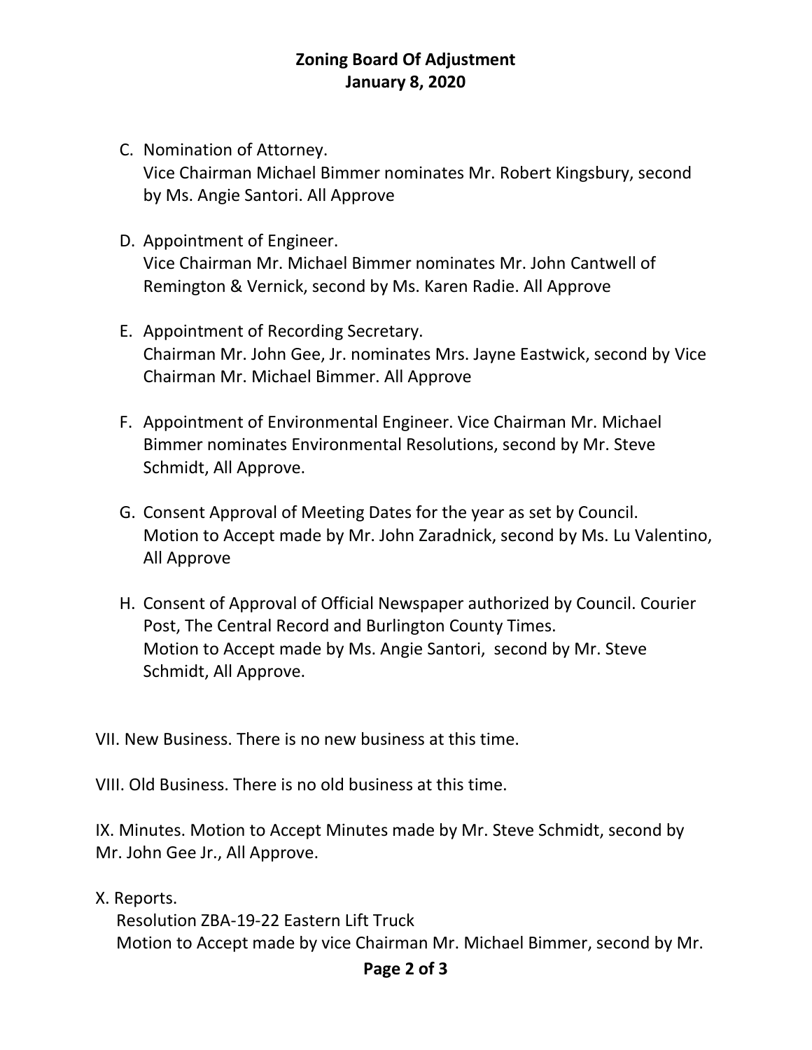# Zoning Board Of Adjustment
## January 8, 2020

C. Nomination of Attorney.
   Vice Chairman Michael Bimmer nominates Mr. Robert Kingsbury, second by Ms. Angie Santori. All Approve

D. Appointment of Engineer.
   Vice Chairman Mr. Michael Bimmer nominates Mr. John Cantwell of Remington & Vernick, second by Ms. Karen Radie. All Approve

E. Appointment of Recording Secretary.
   Chairman Mr. John Gee, Jr. nominates Mrs. Jayne Eastwick, second by Vice Chairman Mr. Michael Bimmer. All Approve

F. Appointment of Environmental Engineer. Vice Chairman Mr. Michael Bimmer nominates Environmental Resolutions, second by Mr. Steve Schmidt, All Approve.

G. Consent Approval of Meeting Dates for the year as set by Council.
   Motion to Accept made by Mr. John Zaradnick, second by Ms. Lu Valentino, All Approve

H. Consent of Approval of Official Newspaper authorized by Council. Courier Post, The Central Record and Burlington County Times.
   Motion to Accept made by Ms. Angie Santori, second by Mr. Steve Schmidt, All Approve.

VII. New Business. There is no new business at this time.

VIII. Old Business. There is no old business at this time.

IX. Minutes. Motion to Accept Minutes made by Mr. Steve Schmidt, second by Mr. John Gee Jr., All Approve.

X. Reports.
   Resolution ZBA-19-22 Eastern Lift Truck
   Motion to Accept made by vice Chairman Mr. Michael Bimmer, second by Mr.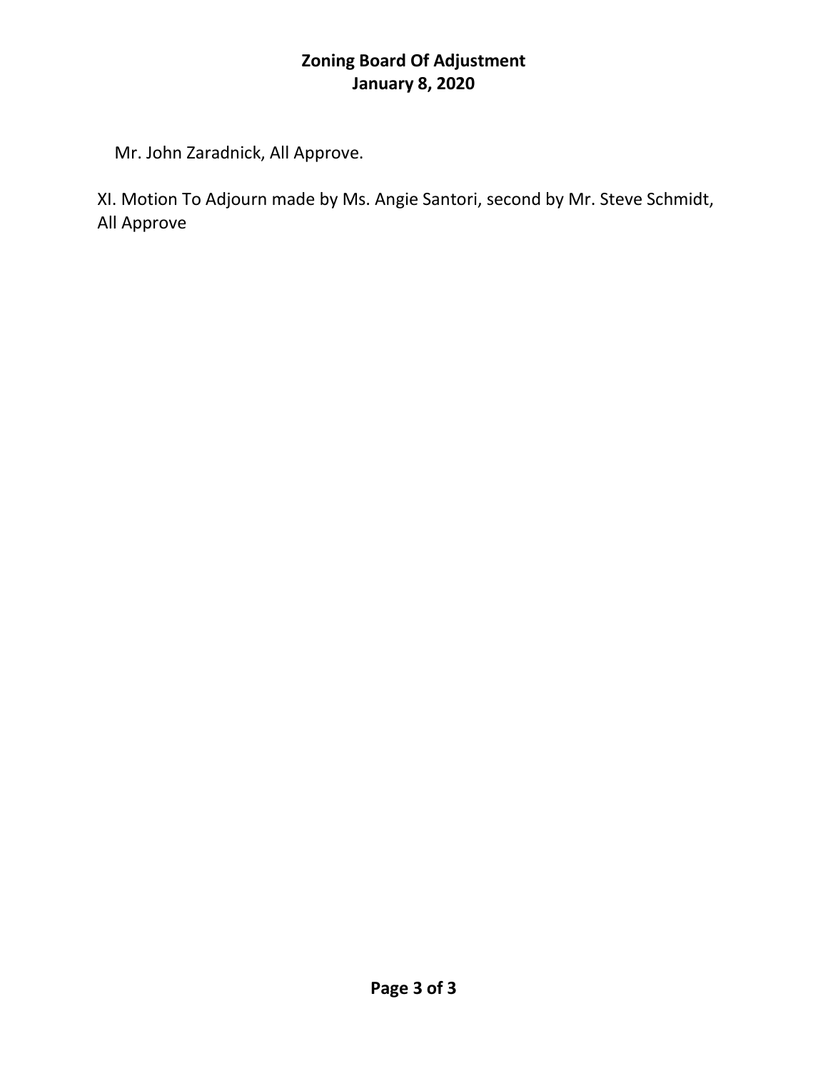Mr. John Zaradnick, All Approve.

XI. Motion To Adjourn made by Ms. Angie Santori, second by Mr. Steve Schmidt, All Approve